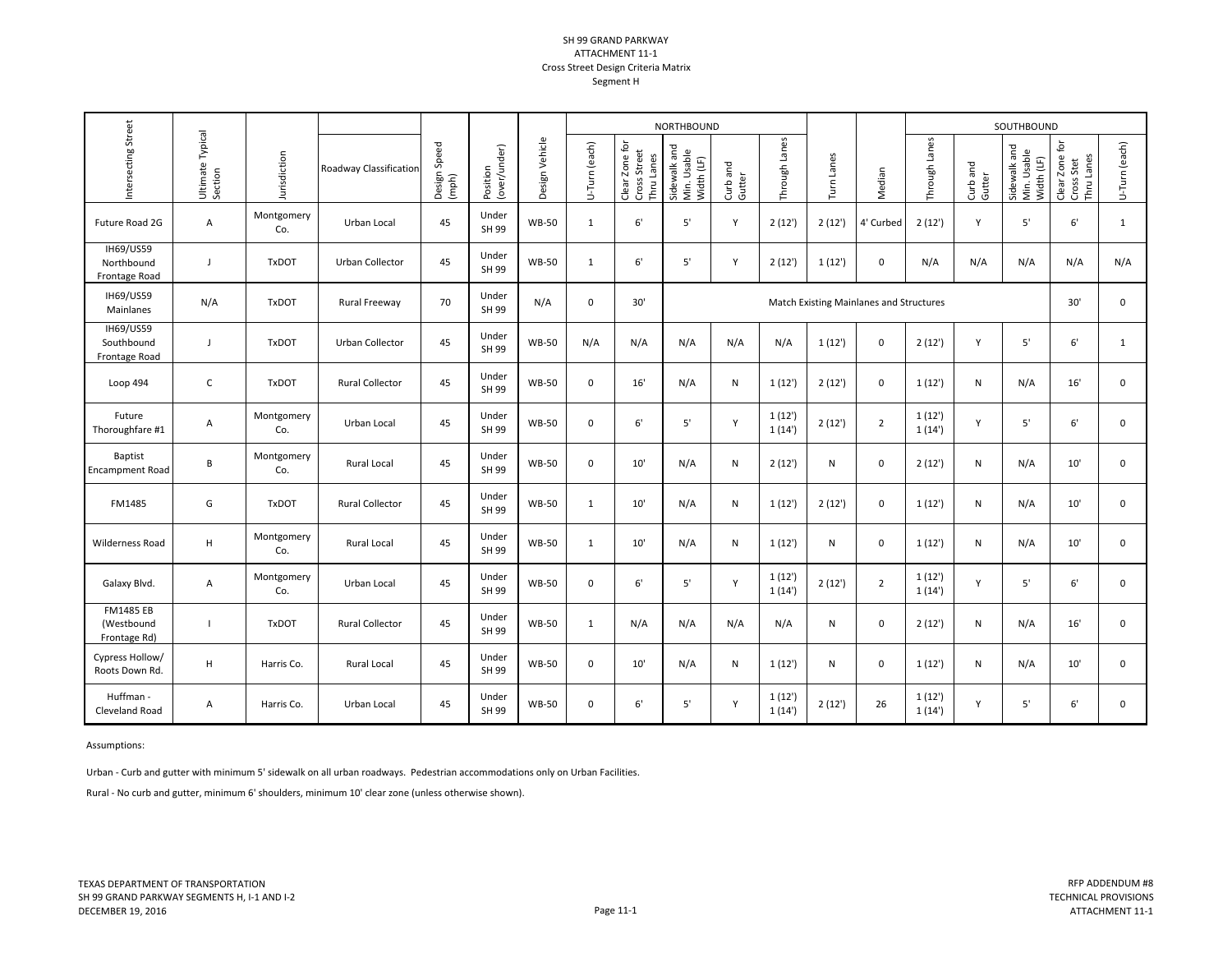SH 99 GRAND PARKWAY
ATTACHMENT 11-1
Cross Street Design Criteria Matrix
Segment H

| Intersecting Street | Ultimate Typical Section | Jurisdiction | Roadway Classification | Design Speed (mph) | Position (over/under) | Design Vehicle | NORTHBOUND | | | | | Turn Lanes | Median | SOUTHBOUND | | | | |
|---|---|---|---|---|---|---|---|---|---|---|---|---|---|---|---|---|---|---|
| | | | | | | | U-Turn (each) | Clear Zone for Cross Street Thru Lanes | Sidewalk and Min. Usable Width (LF) | Curb and Gutter | Through Lanes | | | Through Lanes | Curb and Gutter | Sidewalk and Min. Usable Width (LF) | Clear Zone for Cross Stet Thru Lanes | U-Turn (each) |
| Future Road 2G | A | Montgomery Co. | Urban Local | 45 | Under SH 99 | WB-50 | 1 | 6' | 5' | Y | 2 (12') | 2 (12') | 4' Curbed | 2 (12') | Y | 5' | 6' | 1 |
| IH69/US59 Northbound Frontage Road | J | TxDOT | Urban Collector | 45 | Under SH 99 | WB-50 | 1 | 6' | 5' | Y | 2 (12') | 1 (12') | 0 | N/A | N/A | N/A | N/A | N/A |
| IH69/US59 Mainlanes | N/A | TxDOT | Rural Freeway | 70 | Under SH 99 | N/A | 0 | 30' | Match Existing Mainlanes and Structures | | | | | | | | 30' | 0 |
| IH69/US59 Southbound Frontage Road | J | TxDOT | Urban Collector | 45 | Under SH 99 | WB-50 | N/A | N/A | N/A | N/A | N/A | 1 (12') | 0 | 2 (12') | Y | 5' | 6' | 1 |
| Loop 494 | C | TxDOT | Rural Collector | 45 | Under SH 99 | WB-50 | 0 | 16' | N/A | N | 1 (12') | 2 (12') | 0 | 1 (12') | N | N/A | 16' | 0 |
| Future Thoroughfare #1 | A | Montgomery Co. | Urban Local | 45 | Under SH 99 | WB-50 | 0 | 6' | 5' | Y | 1 (12') 1 (14') | 2 (12') | 2 | 1 (12') 1 (14') | Y | 5' | 6' | 0 |
| Baptist Encampment Road | B | Montgomery Co. | Rural Local | 45 | Under SH 99 | WB-50 | 0 | 10' | N/A | N | 2 (12') | N | 0 | 2 (12') | N | N/A | 10' | 0 |
| FM1485 | G | TxDOT | Rural Collector | 45 | Under SH 99 | WB-50 | 1 | 10' | N/A | N | 1 (12') | 2 (12') | 0 | 1 (12') | N | N/A | 10' | 0 |
| Wilderness Road | H | Montgomery Co. | Rural Local | 45 | Under SH 99 | WB-50 | 1 | 10' | N/A | N | 1 (12') | N | 0 | 1 (12') | N | N/A | 10' | 0 |
| Galaxy Blvd. | A | Montgomery Co. | Urban Local | 45 | Under SH 99 | WB-50 | 0 | 6' | 5' | Y | 1 (12') 1 (14') | 2 (12') | 2 | 1 (12') 1 (14') | Y | 5' | 6' | 0 |
| FM1485 EB (Westbound Frontage Rd) | I | TxDOT | Rural Collector | 45 | Under SH 99 | WB-50 | 1 | N/A | N/A | N/A | N/A | N | 0 | 2 (12') | N | N/A | 16' | 0 |
| Cypress Hollow/ Roots Down Rd. | H | Harris Co. | Rural Local | 45 | Under SH 99 | WB-50 | 0 | 10' | N/A | N | 1 (12') | N | 0 | 1 (12') | N | N/A | 10' | 0 |
| Huffman - Cleveland Road | A | Harris Co. | Urban Local | 45 | Under SH 99 | WB-50 | 0 | 6' | 5' | Y | 1 (12') 1 (14') | 2 (12') | 26 | 1 (12') 1 (14') | Y | 5' | 6' | 0 |

Assumptions:

Urban - Curb and gutter with minimum 5' sidewalk on all urban roadways. Pedestrian accommodations only on Urban Facilities.

Rural - No curb and gutter, minimum 6' shoulders, minimum 10' clear zone (unless otherwise shown).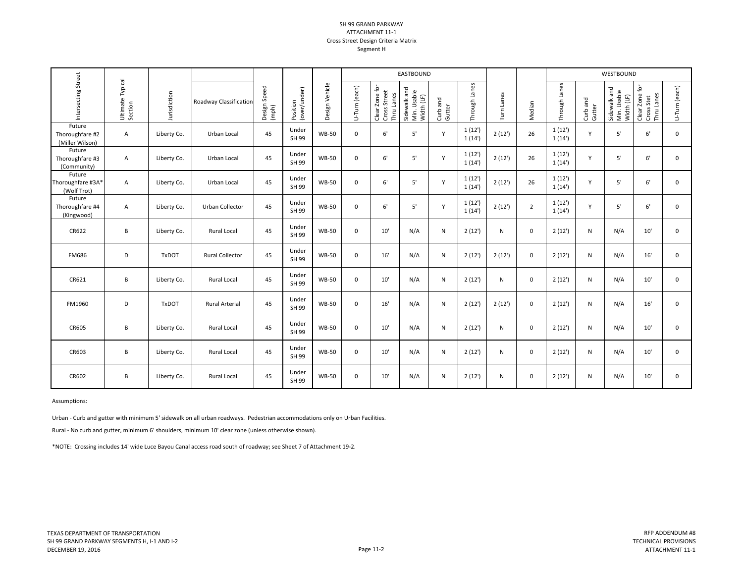# SH 99 GRAND PARKWAY
## ATTACHMENT 11-1
## Cross Street Design Criteria Matrix
## Segment H

| Intersecting Street | Ultimate Typical Section | Jurisdiction | Roadway Classification | Design Speed (mph) | Position (over/under) | Design Vehicle | EASTBOUND | | | | | Turn Lanes | Median | WESTBOUND | | | | |
|---|---|---|---|---|---|---|---|---|---|---|---|---|---|---|---|---|---|---|
| | | | | | | | U-Turn (each) | Clear Zone for Cross Street Thru Lanes | Sidewalk and Min. Usable Width (LF) | Curb and Gutter | Through Lanes | | | Through Lanes | Curb and Gutter | Sidewalk and Min. Usable Width (LF) | Clear Zone for Cross Stet Thru Lanes | U-Turn (each) |
| Future Thoroughfare #2 (Miller Wilson) | A | Liberty Co. | Urban Local | 45 | Under SH 99 | WB-50 | 0 | 6' | 5' | Y | 1 (12') 1 (14') | 2 (12') | 26 | 1 (12') 1 (14') | Y | 5' | 6' | 0 |
| Future Thoroughfare #3 (Community) | A | Liberty Co. | Urban Local | 45 | Under SH 99 | WB-50 | 0 | 6' | 5' | Y | 1 (12') 1 (14') | 2 (12') | 26 | 1 (12') 1 (14') | Y | 5' | 6' | 0 |
| Future Thoroughfare #3A* (Wolf Trot) | A | Liberty Co. | Urban Local | 45 | Under SH 99 | WB-50 | 0 | 6' | 5' | Y | 1 (12') 1 (14') | 2 (12') | 26 | 1 (12') 1 (14') | Y | 5' | 6' | 0 |
| Future Thoroughfare #4 (Kingwood) | A | Liberty Co. | Urban Collector | 45 | Under SH 99 | WB-50 | 0 | 6' | 5' | Y | 1 (12') 1 (14') | 2 (12') | 2 | 1 (12') 1 (14') | Y | 5' | 6' | 0 |
| CR622 | B | Liberty Co. | Rural Local | 45 | Under SH 99 | WB-50 | 0 | 10' | N/A | N | 2 (12') | N | 0 | 2 (12') | N | N/A | 10' | 0 |
| FM686 | D | TxDOT | Rural Collector | 45 | Under SH 99 | WB-50 | 0 | 16' | N/A | N | 2 (12') | 2 (12') | 0 | 2 (12') | N | N/A | 16' | 0 |
| CR621 | B | Liberty Co. | Rural Local | 45 | Under SH 99 | WB-50 | 0 | 10' | N/A | N | 2 (12') | N | 0 | 2 (12') | N | N/A | 10' | 0 |
| FM1960 | D | TxDOT | Rural Arterial | 45 | Under SH 99 | WB-50 | 0 | 16' | N/A | N | 2 (12') | 2 (12') | 0 | 2 (12') | N | N/A | 16' | 0 |
| CR605 | B | Liberty Co. | Rural Local | 45 | Under SH 99 | WB-50 | 0 | 10' | N/A | N | 2 (12') | N | 0 | 2 (12') | N | N/A | 10' | 0 |
| CR603 | B | Liberty Co. | Rural Local | 45 | Under SH 99 | WB-50 | 0 | 10' | N/A | N | 2 (12') | N | 0 | 2 (12') | N | N/A | 10' | 0 |
| CR602 | B | Liberty Co. | Rural Local | 45 | Under SH 99 | WB-50 | 0 | 10' | N/A | N | 2 (12') | N | 0 | 2 (12') | N | N/A | 10' | 0 |

Assumptions:

Urban - Curb and gutter with minimum 5' sidewalk on all urban roadways. Pedestrian accommodations only on Urban Facilities.

Rural - No curb and gutter, minimum 6' shoulders, minimum 10' clear zone (unless otherwise shown).

*NOTE: Crossing includes 14' wide Luce Bayou Canal access road south of roadway; see Sheet 7 of Attachment 19-2.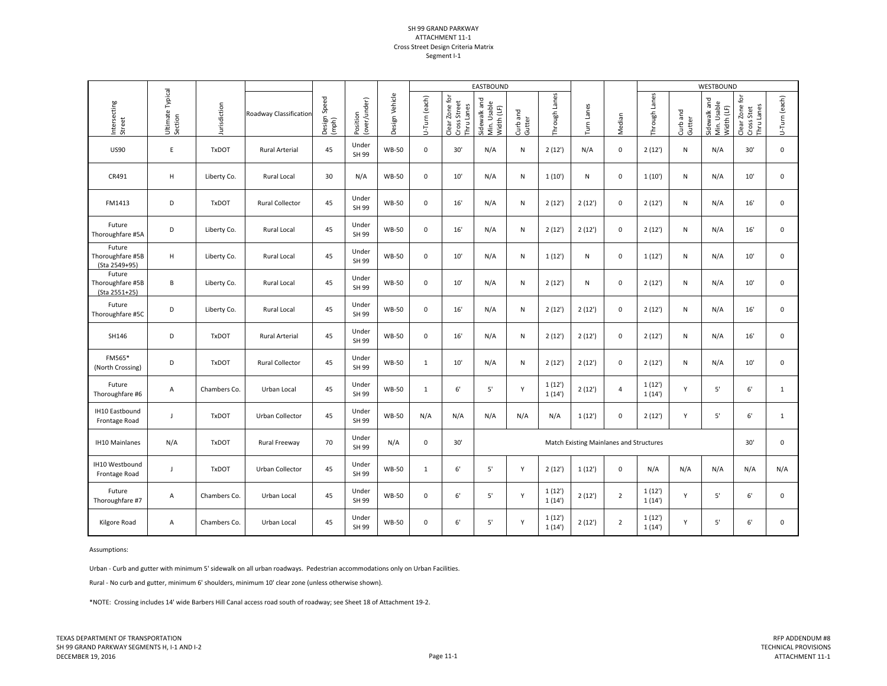SH 99 GRAND PARKWAY
ATTACHMENT 11-1
Cross Street Design Criteria Matrix
Segment I-1

| Intersecting Street | Ultimate Typical Section | Jurisdiction | Roadway Classification | Design Speed (mph) | Position (over/under) | Design Vehicle | EASTBOUND | | | | | | Turn Lanes | Median | WESTBOUND | | | | |
|---|---|---|---|---|---|---|---|---|---|---|---|---|---|---|---|---|---|---|---|
| | | | | | | | U-Turn (each) | Clear Zone for Cross Street Thru Lanes | Sidewalk and Min. Usable Width (LF) | Curb and Gutter | Through Lanes | | | | Through Lanes | Curb and Gutter | Sidewalk and Min. Usable Width (LF) | Clear Zone for Cross Stet Thru Lanes | U-Turn (each) |
| US90 | E | TxDOT | Rural Arterial | 45 | Under SH 99 | WB-50 | 0 | 30' | N/A | N | 2 (12') | | N/A | 0 | 2 (12') | N | N/A | 30' | 0 |
| CR491 | H | Liberty Co. | Rural Local | 30 | N/A | WB-50 | 0 | 10' | N/A | N | 1 (10') | | N | 0 | 1 (10') | N | N/A | 10' | 0 |
| FM1413 | D | TxDOT | Rural Collector | 45 | Under SH 99 | WB-50 | 0 | 16' | N/A | N | 2 (12') | | 2 (12') | 0 | 2 (12') | N | N/A | 16' | 0 |
| Future Thoroughfare #5A | D | Liberty Co. | Rural Local | 45 | Under SH 99 | WB-50 | 0 | 16' | N/A | N | 2 (12') | | 2 (12') | 0 | 2 (12') | N | N/A | 16' | 0 |
| Future Thoroughfare #5B (Sta 2549+95) | H | Liberty Co. | Rural Local | 45 | Under SH 99 | WB-50 | 0 | 10' | N/A | N | 1 (12') | | N | 0 | 1 (12') | N | N/A | 10' | 0 |
| Future Thoroughfare #5B (Sta 2551+25) | B | Liberty Co. | Rural Local | 45 | Under SH 99 | WB-50 | 0 | 10' | N/A | N | 2 (12') | | N | 0 | 2 (12') | N | N/A | 10' | 0 |
| Future Thoroughfare #5C | D | Liberty Co. | Rural Local | 45 | Under SH 99 | WB-50 | 0 | 16' | N/A | N | 2 (12') | | 2 (12') | 0 | 2 (12') | N | N/A | 16' | 0 |
| SH146 | D | TxDOT | Rural Arterial | 45 | Under SH 99 | WB-50 | 0 | 16' | N/A | N | 2 (12') | | 2 (12') | 0 | 2 (12') | N | N/A | 16' | 0 |
| FM565* (North Crossing) | D | TxDOT | Rural Collector | 45 | Under SH 99 | WB-50 | 1 | 10' | N/A | N | 2 (12') | | 2 (12') | 0 | 2 (12') | N | N/A | 10' | 0 |
| Future Thoroughfare #6 | A | Chambers Co. | Urban Local | 45 | Under SH 99 | WB-50 | 1 | 6' | 5' | Y | 1 (12') 1 (14') | | 2 (12') | 4 | 1 (12') 1 (14') | Y | 5' | 6' | 1 |
| IH10 Eastbound Frontage Road | J | TxDOT | Urban Collector | 45 | Under SH 99 | WB-50 | N/A | N/A | N/A | N/A | N/A | | 1 (12') | 0 | 2 (12') | Y | 5' | 6' | 1 |
| IH10 Mainlanes | N/A | TxDOT | Rural Freeway | 70 | Under SH 99 | N/A | 0 | 30' | Match Existing Mainlanes and Structures | | | | | | | | | 30' | 0 |
| IH10 Westbound Frontage Road | J | TxDOT | Urban Collector | 45 | Under SH 99 | WB-50 | 1 | 6' | 5' | Y | 2 (12') | | 1 (12') | 0 | N/A | N/A | N/A | N/A | N/A |
| Future Thoroughfare #7 | A | Chambers Co. | Urban Local | 45 | Under SH 99 | WB-50 | 0 | 6' | 5' | Y | 1 (12') 1 (14') | | 2 (12') | 2 | 1 (12') 1 (14') | Y | 5' | 6' | 0 |
| Kilgore Road | A | Chambers Co. | Urban Local | 45 | Under SH 99 | WB-50 | 0 | 6' | 5' | Y | 1 (12') 1 (14') | | 2 (12') | 2 | 1 (12') 1 (14') | Y | 5' | 6' | 0 |

Assumptions:

Urban - Curb and gutter with minimum 5' sidewalk on all urban roadways. Pedestrian accommodations only on Urban Facilities.

Rural - No curb and gutter, minimum 6' shoulders, minimum 10' clear zone (unless otherwise shown).

*NOTE: Crossing includes 14' wide Barbers Hill Canal access road south of roadway; see Sheet 18 of Attachment 19-2.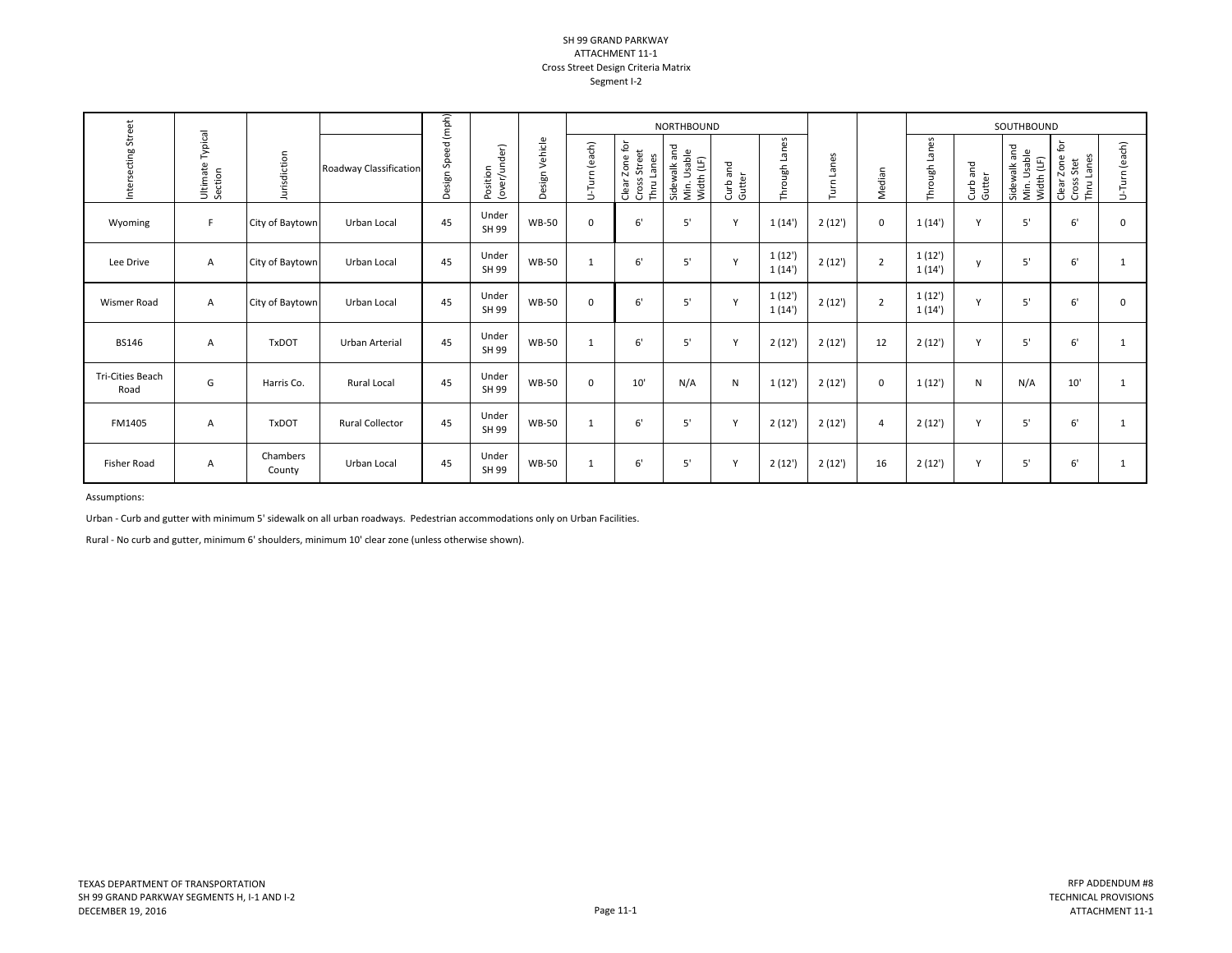SH 99 GRAND PARKWAY
ATTACHMENT 11-1
Cross Street Design Criteria Matrix
Segment I-2

| Intersecting Street | Ultimate Typical Section | Jurisdiction | Roadway Classification | Design Speed (mph) | Position (over/under) | Design Vehicle | NORTHBOUND | | | | | Turn Lanes | Median | SOUTHBOUND | | | | |
|---|---|---|---|---|---|---|---|---|---|---|---|---|---|---|---|---|---|---|
| | | | | | | | U-Turn (each) | Clear Zone for Cross Street Thru Lanes | Sidewalk and Min. Usable Width (LF) | Curb and Gutter | Through Lanes | | | Through Lanes | Curb and Gutter | Sidewalk and Min. Usable Width (LF) | Clear Zone for Cross Stet Thru Lanes | U-Turn (each) |
| Wyoming | F | City of Baytown | Urban Local | 45 | Under SH 99 | WB-50 | 0 | 6' | 5' | Y | 1 (14') | 2 (12') | 0 | 1 (14') | Y | 5' | 6' | 0 |
| Lee Drive | A | City of Baytown | Urban Local | 45 | Under SH 99 | WB-50 | 1 | 6' | 5' | Y | 1 (12')<br>1 (14') | 2 (12') | 2 | 1 (12')<br>1 (14') | y | 5' | 6' | 1 |
| Wismer Road | A | City of Baytown | Urban Local | 45 | Under SH 99 | WB-50 | 0 | 6' | 5' | Y | 1 (12')<br>1 (14') | 2 (12') | 2 | 1 (12')<br>1 (14') | Y | 5' | 6' | 0 |
| BS146 | A | TxDOT | Urban Arterial | 45 | Under SH 99 | WB-50 | 1 | 6' | 5' | Y | 2 (12') | 2 (12') | 12 | 2 (12') | Y | 5' | 6' | 1 |
| Tri-Cities Beach Road | G | Harris Co. | Rural Local | 45 | Under SH 99 | WB-50 | 0 | 10' | N/A | N | 1 (12') | 2 (12') | 0 | 1 (12') | N | N/A | 10' | 1 |
| FM1405 | A | TxDOT | Rural Collector | 45 | Under SH 99 | WB-50 | 1 | 6' | 5' | Y | 2 (12') | 2 (12') | 4 | 2 (12') | Y | 5' | 6' | 1 |
| Fisher Road | A | Chambers County | Urban Local | 45 | Under SH 99 | WB-50 | 1 | 6' | 5' | Y | 2 (12') | 2 (12') | 16 | 2 (12') | Y | 5' | 6' | 1 |

Assumptions:

Urban - Curb and gutter with minimum 5' sidewalk on all urban roadways. Pedestrian accommodations only on Urban Facilities.

Rural - No curb and gutter, minimum 6' shoulders, minimum 10' clear zone (unless otherwise shown).